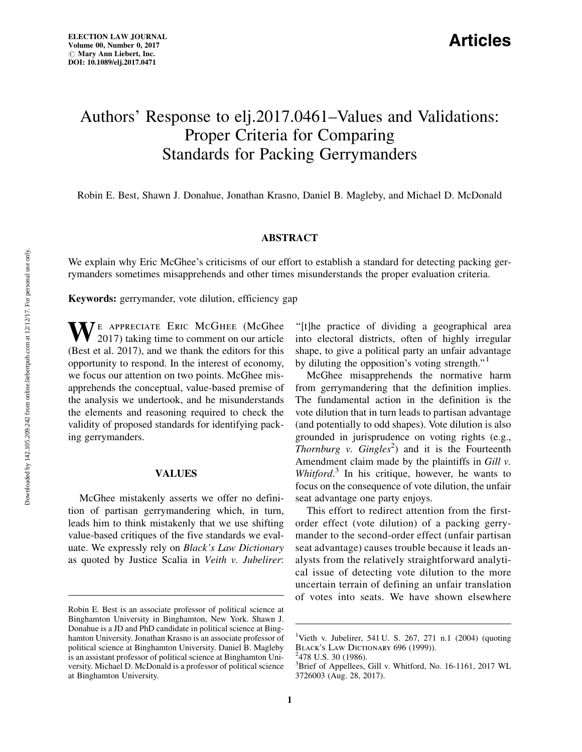# Authors' Response to elj.2017.0461–Values and Validations: Proper Criteria for Comparing Standards for Packing Gerrymanders

Robin E. Best, Shawn J. Donahue, Jonathan Krasno, Daniel B. Magleby, and Michael D. McDonald

## ABSTRACT

We explain why Eric McGhee's criticisms of our effort to establish a standard for detecting packing gerrymanders sometimes misapprehends and other times misunderstands the proper evaluation criteria.

**Keywords:** gerrymander, vote dilution, efficiency gap

We appreciate Eric McGhee (McGhee 2017) taking time to comment on our article (Best et al. 2017), and we thank the editors for this opportunity to respond. In the interest of economy, we focus our attention on two points. McGhee misapprehends the conceptual, value-based premise of the analysis we undertook, and he misunderstands the elements and reasoning required to check the validity of proposed standards for identifying packing gerrymanders.

## VALUES

McGhee mistakenly asserts we offer no definition of partisan gerrymandering which, in turn, leads him to think mistakenly that we use shifting value-based critiques of the five standards we evaluate. We expressly rely on *Black's Law Dictionary* as quoted by Justice Scalia in *Veith v. Jubelirer*: "[t]he practice of dividing a geographical area into electoral districts, often of highly irregular shape, to give a political party an unfair advantage by diluting the opposition's voting strength."[1]

McGhee misapprehends the normative harm from gerrymandering that the definition implies. The fundamental action in the definition is the vote dilution that in turn leads to partisan advantage (and potentially to odd shapes). Vote dilution is also grounded in jurisprudence on voting rights (e.g., *Thornburg v. Gingles*[2]) and it is the Fourteenth Amendment claim made by the plaintiffs in *Gill v. Whitford*.[3] In his critique, however, he wants to focus on the consequence of vote dilution, the unfair seat advantage one party enjoys.

This effort to redirect attention from the first-order effect (vote dilution) of a packing gerrymander to the second-order effect (unfair partisan seat advantage) causes trouble because it leads analysts from the relatively straightforward analytical issue of detecting vote dilution to the more uncertain terrain of defining an unfair translation of votes into seats. We have shown elsewhere

---

Robin E. Best is an associate professor of political science at Binghamton University in Binghamton, New York. Shawn J. Donahue is a JD and PhD candidate in political science at Binghamton University. Jonathan Krasno is an associate professor of political science at Binghamton University. Daniel B. Magleby is an assistant professor of political science at Binghamton University. Michael D. McDonald is a professor of political science at Binghamton University.

[1] Vieth v. Jubelirer, 541 U. S. 267, 271 n.1 (2004) (quoting BLACK'S LAW DICTIONARY 696 (1999)).

[2] 478 U.S. 30 (1986).

[3] Brief of Appellees, Gill v. Whitford, No. 16-1161, 2017 WL 3726003 (Aug. 28, 2017).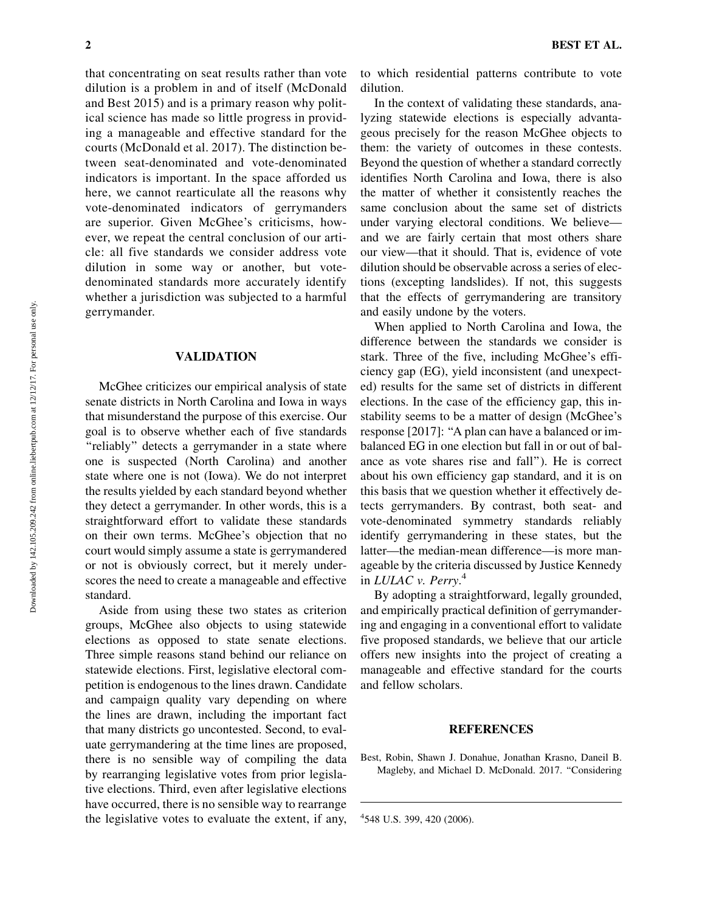that concentrating on seat results rather than vote dilution is a problem in and of itself (McDonald and Best 2015) and is a primary reason why political science has made so little progress in providing a manageable and effective standard for the courts (McDonald et al. 2017). The distinction between seat-denominated and vote-denominated indicators is important. In the space afforded us here, we cannot rearticulate all the reasons why vote-denominated indicators of gerrymanders are superior. Given McGhee's criticisms, however, we repeat the central conclusion of our article: all five standards we consider address vote dilution in some way or another, but vote-denominated standards more accurately identify whether a jurisdiction was subjected to a harmful gerrymander.

## VALIDATION

McGhee criticizes our empirical analysis of state senate districts in North Carolina and Iowa in ways that misunderstand the purpose of this exercise. Our goal is to observe whether each of five standards "reliably" detects a gerrymander in a state where one is suspected (North Carolina) and another state where one is not (Iowa). We do not interpret the results yielded by each standard beyond whether they detect a gerrymander. In other words, this is a straightforward effort to validate these standards on their own terms. McGhee's objection that no court would simply assume a state is gerrymandered or not is obviously correct, but it merely underscores the need to create a manageable and effective standard.

Aside from using these two states as criterion groups, McGhee also objects to using statewide elections as opposed to state senate elections. Three simple reasons stand behind our reliance on statewide elections. First, legislative electoral competition is endogenous to the lines drawn. Candidate and campaign quality vary depending on where the lines are drawn, including the important fact that many districts go uncontested. Second, to evaluate gerrymandering at the time lines are proposed, there is no sensible way of compiling the data by rearranging legislative votes from prior legislative elections. Third, even after legislative elections have occurred, there is no sensible way to rearrange the legislative votes to evaluate the extent, if any, to which residential patterns contribute to vote dilution.

In the context of validating these standards, analyzing statewide elections is especially advantageous precisely for the reason McGhee objects to them: the variety of outcomes in these contests. Beyond the question of whether a standard correctly identifies North Carolina and Iowa, there is also the matter of whether it consistently reaches the same conclusion about the same set of districts under varying electoral conditions. We believe—and we are fairly certain that most others share our view—that it should. That is, evidence of vote dilution should be observable across a series of elections (excepting landslides). If not, this suggests that the effects of gerrymandering are transitory and easily undone by the voters.

When applied to North Carolina and Iowa, the difference between the standards we consider is stark. Three of the five, including McGhee's efficiency gap (EG), yield inconsistent (and unexpected) results for the same set of districts in different elections. In the case of the efficiency gap, this instability seems to be a matter of design (McGhee's response [2017]: "A plan can have a balanced or imbalanced EG in one election but fall in or out of balance as vote shares rise and fall"). He is correct about his own efficiency gap standard, and it is on this basis that we question whether it effectively detects gerrymanders. By contrast, both seat- and vote-denominated symmetry standards reliably identify gerrymandering in these states, but the latter—the median-mean difference—is more manageable by the criteria discussed by Justice Kennedy in *LULAC v. Perry*.[4]

By adopting a straightforward, legally grounded, and empirically practical definition of gerrymandering and engaging in a conventional effort to validate five proposed standards, we believe that our article offers new insights into the project of creating a manageable and effective standard for the courts and fellow scholars.

## REFERENCES

Best, Robin, Shawn J. Donahue, Jonathan Krasno, Daneil B. Magleby, and Michael D. McDonald. 2017. "Considering

[4] 548 U.S. 399, 420 (2006).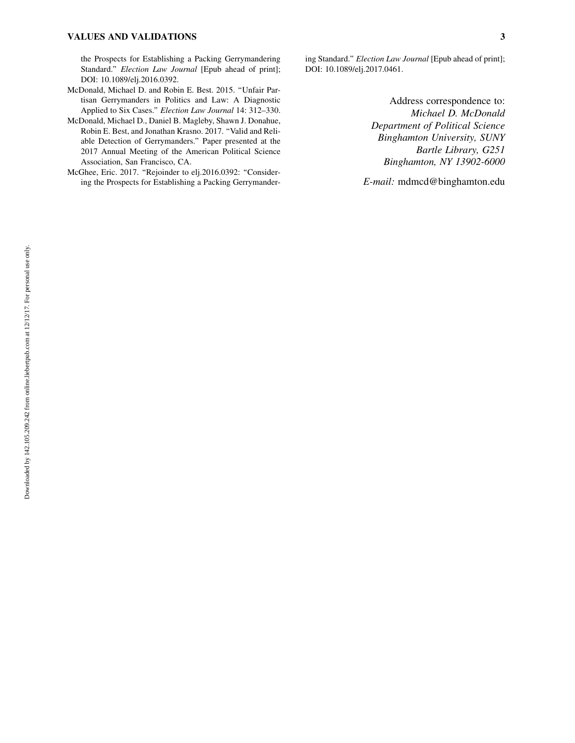the Prospects for Establishing a Packing Gerrymandering Standard." *Election Law Journal* [Epub ahead of print]; DOI: 10.1089/elj.2016.0392.

McDonald, Michael D. and Robin E. Best. 2015. "Unfair Partisan Gerrymanders in Politics and Law: A Diagnostic Applied to Six Cases." *Election Law Journal* 14: 312–330.

McDonald, Michael D., Daniel B. Magleby, Shawn J. Donahue, Robin E. Best, and Jonathan Krasno. 2017. "Valid and Reliable Detection of Gerrymanders." Paper presented at the 2017 Annual Meeting of the American Political Science Association, San Francisco, CA.

McGhee, Eric. 2017. "Rejoinder to elj.2016.0392: "Considering the Prospects for Establishing a Packing Gerrymandering Standard." *Election Law Journal* [Epub ahead of print]; DOI: 10.1089/elj.2017.0461.

Address correspondence to:
*Michael D. McDonald*
*Department of Political Science*
*Binghamton University, SUNY*
*Bartle Library, G251*
*Binghamton, NY 13902-6000*

*E-mail:* mdmcd@binghamton.edu